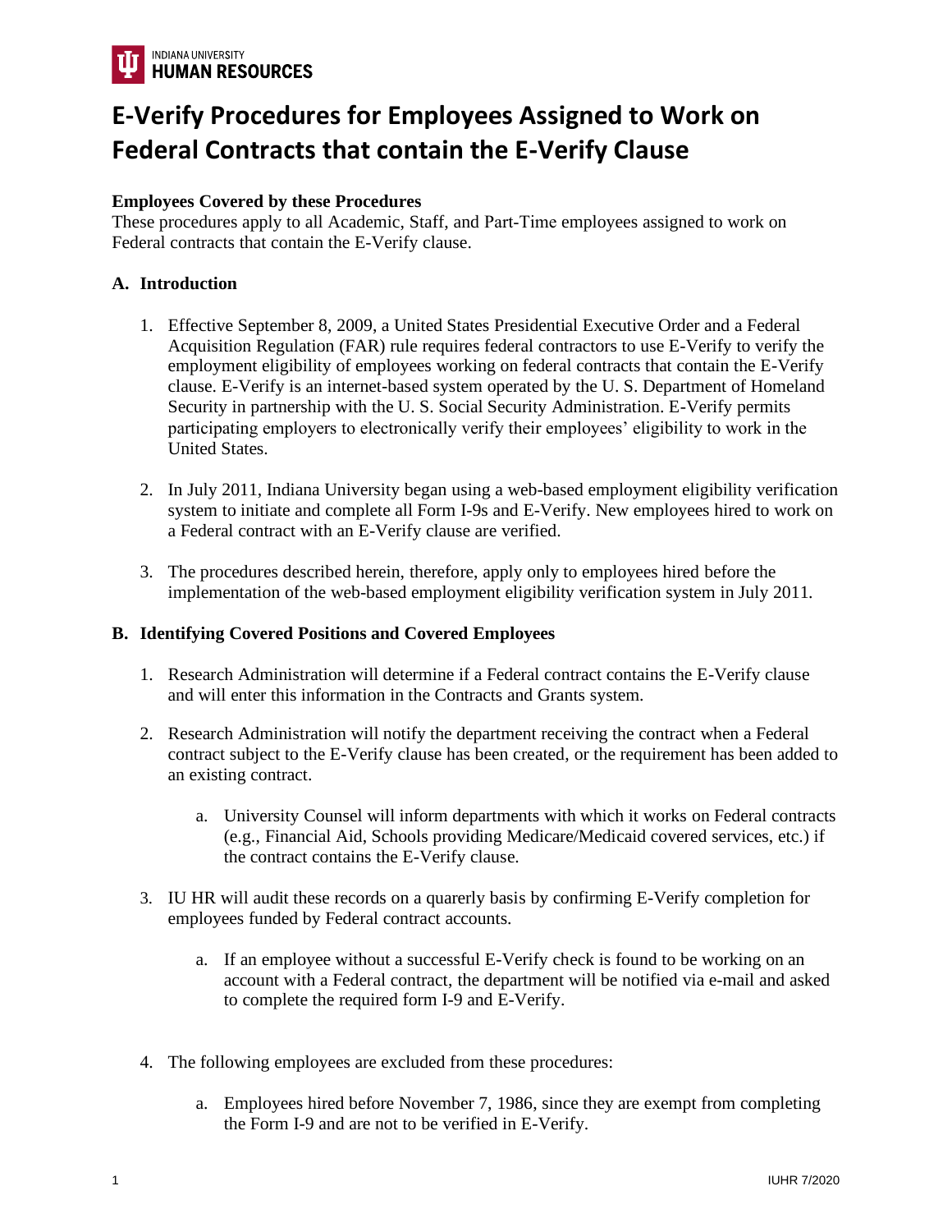# E-Verify Procedures for Employees Assigned to Work on Federal Contracts that contain the E-Verify Clause

**Employees Covered by these Procedures**
These procedures apply to all Academic, Staff, and Part-Time employees assigned to work on Federal contracts that contain the E-Verify clause.

## A. Introduction

1. Effective September 8, 2009, a United States Presidential Executive Order and a Federal Acquisition Regulation (FAR) rule requires federal contractors to use E-Verify to verify the employment eligibility of employees working on federal contracts that contain the E-Verify clause. E-Verify is an internet-based system operated by the U. S. Department of Homeland Security in partnership with the U. S. Social Security Administration. E-Verify permits participating employers to electronically verify their employees' eligibility to work in the United States.

2. In July 2011, Indiana University began using a web-based employment eligibility verification system to initiate and complete all Form I-9s and E-Verify. New employees hired to work on a Federal contract with an E-Verify clause are verified.

3. The procedures described herein, therefore, apply only to employees hired before the implementation of the web-based employment eligibility verification system in July 2011.

## B. Identifying Covered Positions and Covered Employees

1. Research Administration will determine if a Federal contract contains the E-Verify clause and will enter this information in the Contracts and Grants system.

2. Research Administration will notify the department receiving the contract when a Federal contract subject to the E-Verify clause has been created, or the requirement has been added to an existing contract.

   a. University Counsel will inform departments with which it works on Federal contracts (e.g., Financial Aid, Schools providing Medicare/Medicaid covered services, etc.) if the contract contains the E-Verify clause.

3. IU HR will audit these records on a quarerly basis by confirming E-Verify completion for employees funded by Federal contract accounts.

   a. If an employee without a successful E-Verify check is found to be working on an account with a Federal contract, the department will be notified via e-mail and asked to complete the required form I-9 and E-Verify.

4. The following employees are excluded from these procedures:

   a. Employees hired before November 7, 1986, since they are exempt from completing the Form I-9 and are not to be verified in E-Verify.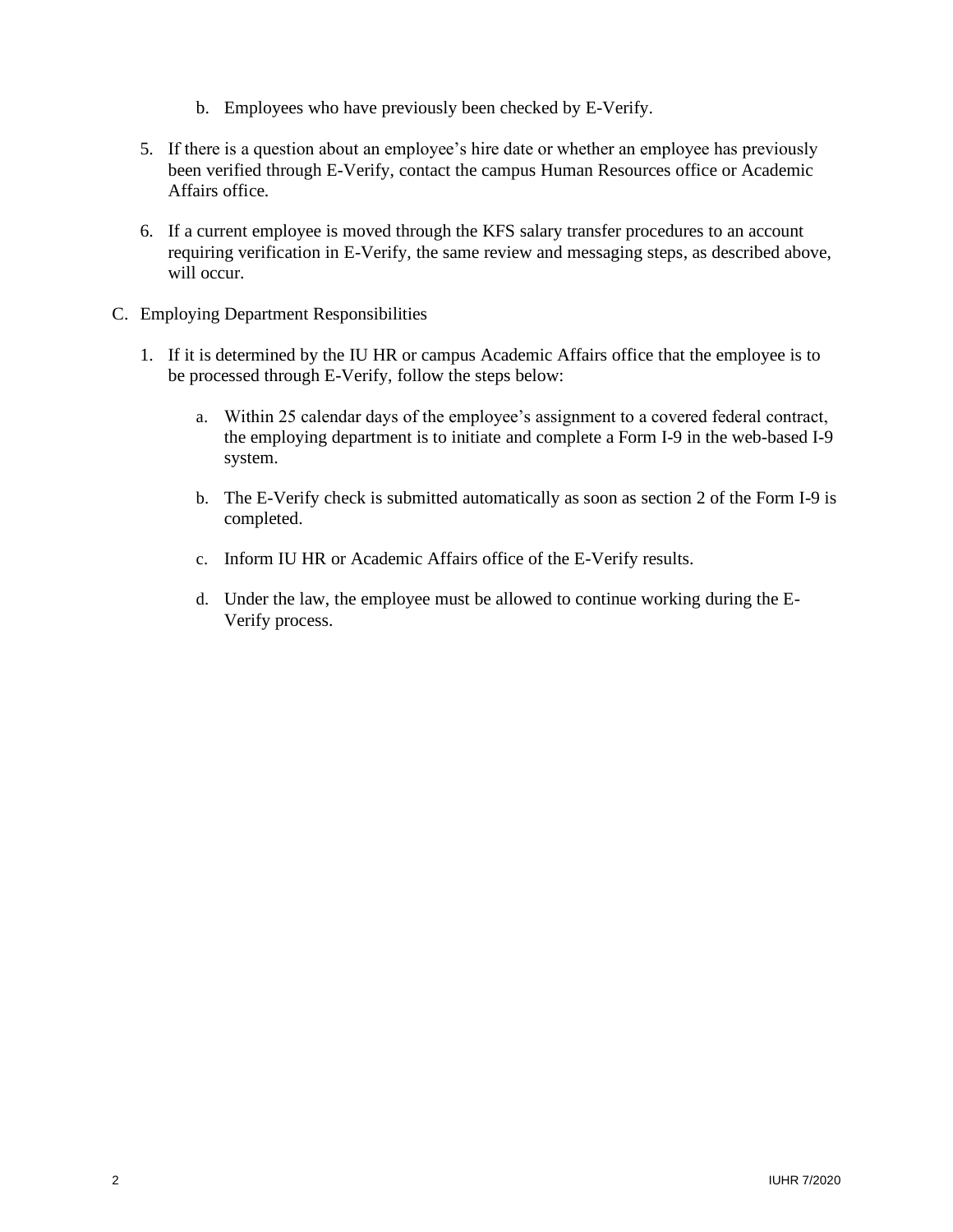b. Employees who have previously been checked by E-Verify.

5. If there is a question about an employee's hire date or whether an employee has previously been verified through E-Verify, contact the campus Human Resources office or Academic Affairs office.

6. If a current employee is moved through the KFS salary transfer procedures to an account requiring verification in E-Verify, the same review and messaging steps, as described above, will occur.

C. Employing Department Responsibilities

   1. If it is determined by the IU HR or campus Academic Affairs office that the employee is to be processed through E-Verify, follow the steps below:

      a. Within 25 calendar days of the employee's assignment to a covered federal contract, the employing department is to initiate and complete a Form I-9 in the web-based I-9 system.

      b. The E-Verify check is submitted automatically as soon as section 2 of the Form I-9 is completed.

      c. Inform IU HR or Academic Affairs office of the E-Verify results.

      d. Under the law, the employee must be allowed to continue working during the E-Verify process.